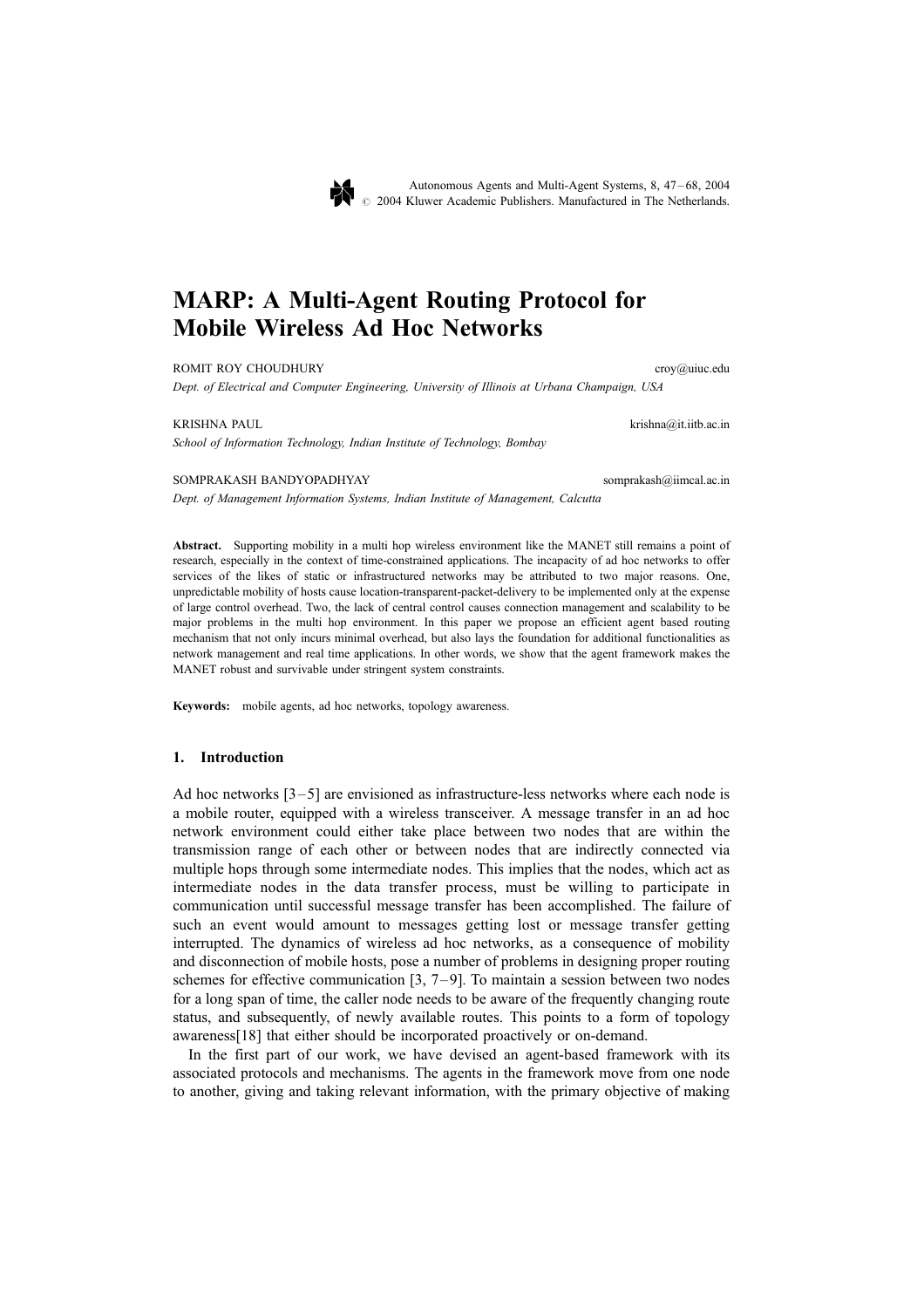# MARP: A Multi-Agent Routing Protocol for Mobile Wireless Ad Hoc Networks

ROMIT ROY CHOUDHURY croy@uiuc.edu

*Dept. of Electrical and Computer Engineering, University of Illinois at Urbana Champaign, USA*

KRISHNA PAUL krishna@it.iitb.ac.in

*School of Information Technology, Indian Institute of Technology, Bombay*

SOMPRAKASH BANDYOPADHYAY somprakash@iimcal.ac.in

*Dept. of Management Information Systems, Indian Institute of Management, Calcutta*

**Abstract.** Supporting mobility in a multi hop wireless environment like the MANET still remains a point of research, especially in the context of time-constrained applications. The incapacity of ad hoc networks to offer services of the likes of static or infrastructured networks may be attributed to two major reasons. One, unpredictable mobility of hosts cause location-transparent-packet-delivery to be implemented only at the expense of large control overhead. Two, the lack of central control causes connection management and scalability to be major problems in the multi hop environment. In this paper we propose an efficient agent based routing mechanism that not only incurs minimal overhead, but also lays the foundation for additional functionalities as network management and real time applications. In other words, we show that the agent framework makes the MANET robust and survivable under stringent system constraints.

**Keywords:** mobile agents, ad hoc networks, topology awareness.

## 1. Introduction

Ad hoc networks [3–5] are envisioned as infrastructure-less networks where each node is a mobile router, equipped with a wireless transceiver. A message transfer in an ad hoc network environment could either take place between two nodes that are within the transmission range of each other or between nodes that are indirectly connected via multiple hops through some intermediate nodes. This implies that the nodes, which act as intermediate nodes in the data transfer process, must be willing to participate in communication until successful message transfer has been accomplished. The failure of such an event would amount to messages getting lost or message transfer getting interrupted. The dynamics of wireless ad hoc networks, as a consequence of mobility and disconnection of mobile hosts, pose a number of problems in designing proper routing schemes for effective communication [3, 7–9]. To maintain a session between two nodes for a long span of time, the caller node needs to be aware of the frequently changing route status, and subsequently, of newly available routes. This points to a form of topology awareness[18] that either should be incorporated proactively or on-demand.

In the first part of our work, we have devised an agent-based framework with its associated protocols and mechanisms. The agents in the framework move from one node to another, giving and taking relevant information, with the primary objective of making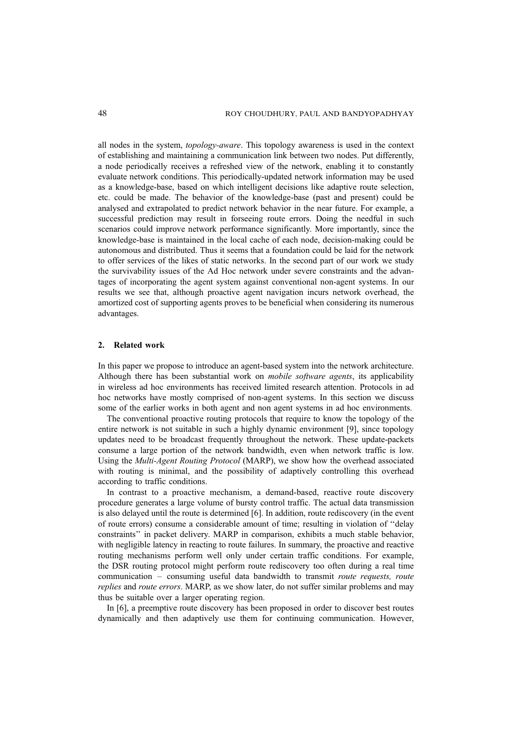all nodes in the system, *topology-aware*. This topology awareness is used in the context of establishing and maintaining a communication link between two nodes. Put differently, a node periodically receives a refreshed view of the network, enabling it to constantly evaluate network conditions. This periodically-updated network information may be used as a knowledge-base, based on which intelligent decisions like adaptive route selection, etc. could be made. The behavior of the knowledge-base (past and present) could be analysed and extrapolated to predict network behavior in the near future. For example, a successful prediction may result in forseeing route errors. Doing the needful in such scenarios could improve network performance significantly. More importantly, since the knowledge-base is maintained in the local cache of each node, decision-making could be autonomous and distributed. Thus it seems that a foundation could be laid for the network to offer services of the likes of static networks. In the second part of our work we study the survivability issues of the Ad Hoc network under severe constraints and the advantages of incorporating the agent system against conventional non-agent systems. In our results we see that, although proactive agent navigation incurs network overhead, the amortized cost of supporting agents proves to be beneficial when considering its numerous advantages.

## 2. Related work

In this paper we propose to introduce an agent-based system into the network architecture. Although there has been substantial work on *mobile software agents*, its applicability in wireless ad hoc environments has received limited research attention. Protocols in ad hoc networks have mostly comprised of non-agent systems. In this section we discuss some of the earlier works in both agent and non agent systems in ad hoc environments.

The conventional proactive routing protocols that require to know the topology of the entire network is not suitable in such a highly dynamic environment [9], since topology updates need to be broadcast frequently throughout the network. These update-packets consume a large portion of the network bandwidth, even when network traffic is low. Using the *Multi-Agent Routing Protocol* (MARP), we show how the overhead associated with routing is minimal, and the possibility of adaptively controlling this overhead according to traffic conditions.

In contrast to a proactive mechanism, a demand-based, reactive route discovery procedure generates a large volume of bursty control traffic. The actual data transmission is also delayed until the route is determined [6]. In addition, route rediscovery (in the event of route errors) consume a considerable amount of time; resulting in violation of "delay constraints" in packet delivery. MARP in comparison, exhibits a much stable behavior, with negligible latency in reacting to route failures. In summary, the proactive and reactive routing mechanisms perform well only under certain traffic conditions. For example, the DSR routing protocol might perform route rediscovery too often during a real time communication – consuming useful data bandwidth to transmit *route requests, route replies* and *route errors*. MARP, as we show later, do not suffer similar problems and may thus be suitable over a larger operating region.

In [6], a preemptive route discovery has been proposed in order to discover best routes dynamically and then adaptively use them for continuing communication. However,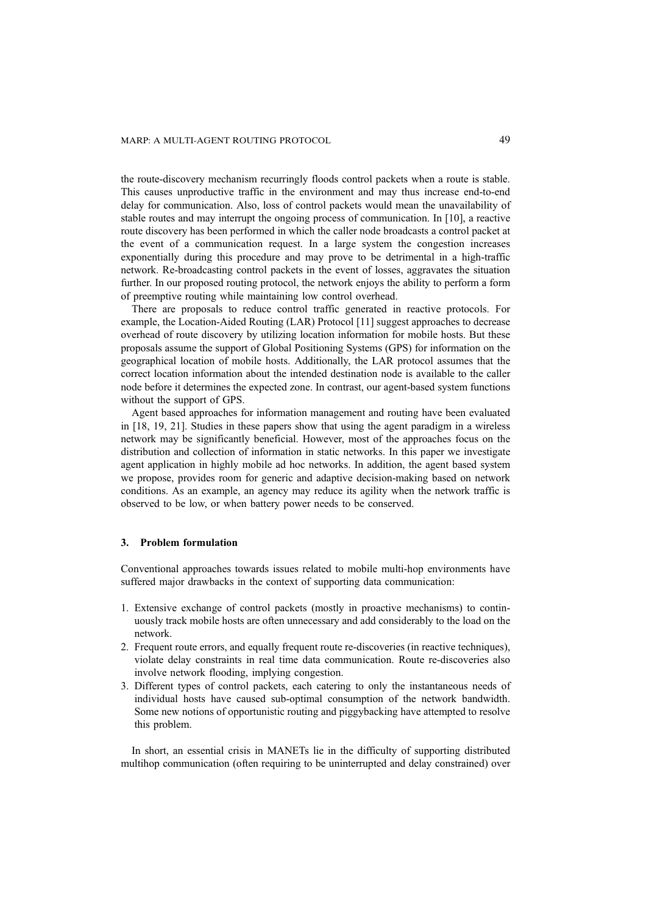the route-discovery mechanism recurringly floods control packets when a route is stable. This causes unproductive traffic in the environment and may thus increase end-to-end delay for communication. Also, loss of control packets would mean the unavailability of stable routes and may interrupt the ongoing process of communication. In [10], a reactive route discovery has been performed in which the caller node broadcasts a control packet at the event of a communication request. In a large system the congestion increases exponentially during this procedure and may prove to be detrimental in a high-traffic network. Re-broadcasting control packets in the event of losses, aggravates the situation further. In our proposed routing protocol, the network enjoys the ability to perform a form of preemptive routing while maintaining low control overhead.

There are proposals to reduce control traffic generated in reactive protocols. For example, the Location-Aided Routing (LAR) Protocol [11] suggest approaches to decrease overhead of route discovery by utilizing location information for mobile hosts. But these proposals assume the support of Global Positioning Systems (GPS) for information on the geographical location of mobile hosts. Additionally, the LAR protocol assumes that the correct location information about the intended destination node is available to the caller node before it determines the expected zone. In contrast, our agent-based system functions without the support of GPS.

Agent based approaches for information management and routing have been evaluated in [18, 19, 21]. Studies in these papers show that using the agent paradigm in a wireless network may be significantly beneficial. However, most of the approaches focus on the distribution and collection of information in static networks. In this paper we investigate agent application in highly mobile ad hoc networks. In addition, the agent based system we propose, provides room for generic and adaptive decision-making based on network conditions. As an example, an agency may reduce its agility when the network traffic is observed to be low, or when battery power needs to be conserved.

## 3. Problem formulation

Conventional approaches towards issues related to mobile multi-hop environments have suffered major drawbacks in the context of supporting data communication:

1. Extensive exchange of control packets (mostly in proactive mechanisms) to continuously track mobile hosts are often unnecessary and add considerably to the load on the network.
2. Frequent route errors, and equally frequent route re-discoveries (in reactive techniques), violate delay constraints in real time data communication. Route re-discoveries also involve network flooding, implying congestion.
3. Different types of control packets, each catering to only the instantaneous needs of individual hosts have caused sub-optimal consumption of the network bandwidth. Some new notions of opportunistic routing and piggybacking have attempted to resolve this problem.

In short, an essential crisis in MANETs lie in the difficulty of supporting distributed multihop communication (often requiring to be uninterrupted and delay constrained) over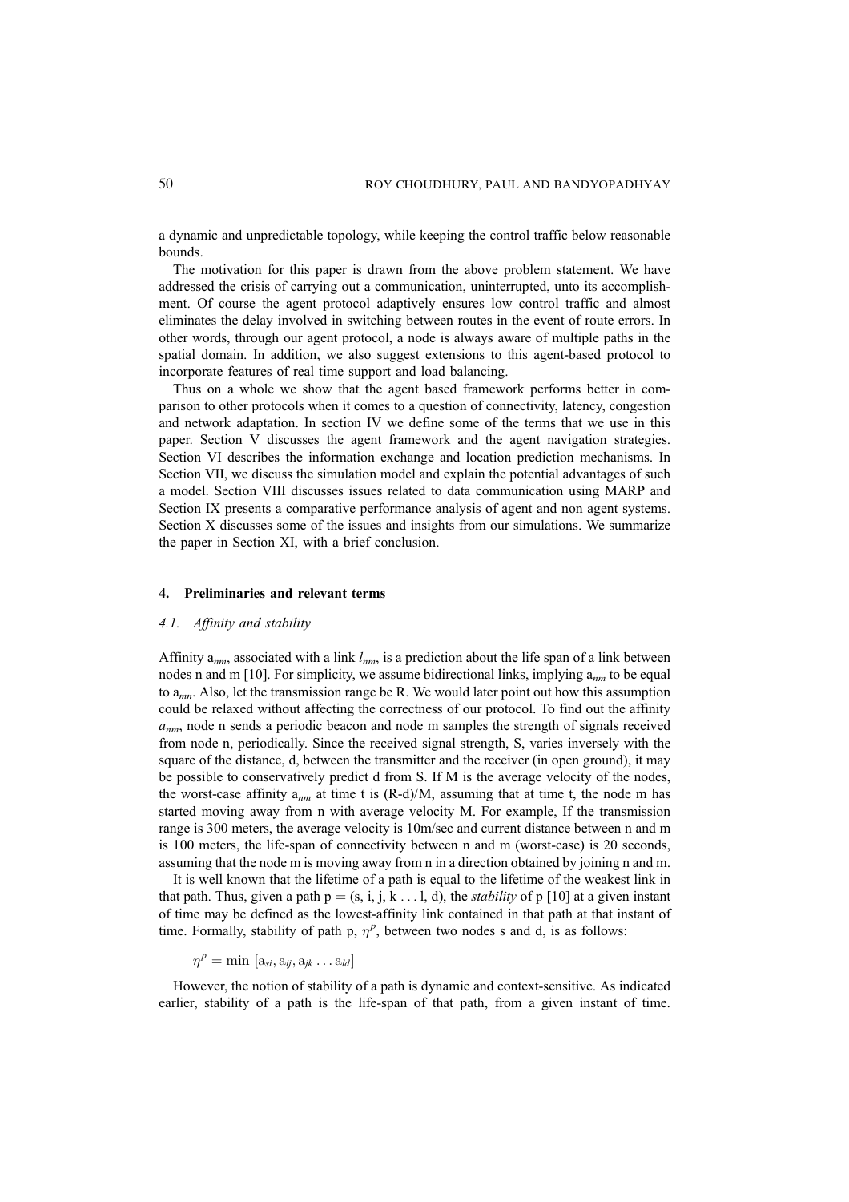a dynamic and unpredictable topology, while keeping the control traffic below reasonable bounds.

The motivation for this paper is drawn from the above problem statement. We have addressed the crisis of carrying out a communication, uninterrupted, unto its accomplishment. Of course the agent protocol adaptively ensures low control traffic and almost eliminates the delay involved in switching between routes in the event of route errors. In other words, through our agent protocol, a node is always aware of multiple paths in the spatial domain. In addition, we also suggest extensions to this agent-based protocol to incorporate features of real time support and load balancing.

Thus on a whole we show that the agent based framework performs better in comparison to other protocols when it comes to a question of connectivity, latency, congestion and network adaptation. In section IV we define some of the terms that we use in this paper. Section V discusses the agent framework and the agent navigation strategies. Section VI describes the information exchange and location prediction mechanisms. In Section VII, we discuss the simulation model and explain the potential advantages of such a model. Section VIII discusses issues related to data communication using MARP and Section IX presents a comparative performance analysis of agent and non agent systems. Section X discusses some of the issues and insights from our simulations. We summarize the paper in Section XI, with a brief conclusion.

## 4. Preliminaries and relevant terms

### 4.1. *Affinity and stability*

Affinity $a_{nm}$, associated with a link $l_{nm}$, is a prediction about the life span of a link between nodes n and m [10]. For simplicity, we assume bidirectional links, implying $a_{nm}$ to be equal to $a_{mn}$. Also, let the transmission range be R. We would later point out how this assumption could be relaxed without affecting the correctness of our protocol. To find out the affinity $a_{nm}$, node n sends a periodic beacon and node m samples the strength of signals received from node n, periodically. Since the received signal strength, S, varies inversely with the square of the distance, d, between the transmitter and the receiver (in open ground), it may be possible to conservatively predict d from S. If M is the average velocity of the nodes, the worst-case affinity $a_{nm}$ at time t is (R-d)/M, assuming that at time t, the node m has started moving away from n with average velocity M. For example, If the transmission range is 300 meters, the average velocity is 10m/sec and current distance between n and m is 100 meters, the life-span of connectivity between n and m (worst-case) is 20 seconds, assuming that the node m is moving away from n in a direction obtained by joining n and m.

It is well known that the lifetime of a path is equal to the lifetime of the weakest link in that path. Thus, given a path p = (s, i, j, k . . . l, d), the *stability* of p [10] at a given instant of time may be defined as the lowest-affinity link contained in that path at that instant of time. Formally, stability of path p, $\eta^p$, between two nodes s and d, is as follows:

$$\eta^p = \min\ [a_{si}, a_{ij}, a_{jk} \ldots a_{ld}]$$

However, the notion of stability of a path is dynamic and context-sensitive. As indicated earlier, stability of a path is the life-span of that path, from a given instant of time.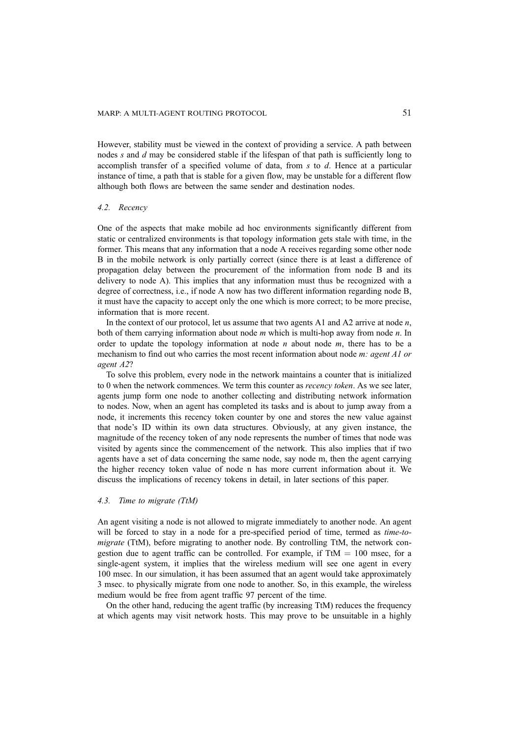However, stability must be viewed in the context of providing a service. A path between nodes *s* and *d* may be considered stable if the lifespan of that path is sufficiently long to accomplish transfer of a specified volume of data, from *s* to *d*. Hence at a particular instance of time, a path that is stable for a given flow, may be unstable for a different flow although both flows are between the same sender and destination nodes.

### *4.2. Recency*

One of the aspects that make mobile ad hoc environments significantly different from static or centralized environments is that topology information gets stale with time, in the former. This means that any information that a node A receives regarding some other node B in the mobile network is only partially correct (since there is at least a difference of propagation delay between the procurement of the information from node B and its delivery to node A). This implies that any information must thus be recognized with a degree of correctness, i.e., if node A now has two different information regarding node B, it must have the capacity to accept only the one which is more correct; to be more precise, information that is more recent.

In the context of our protocol, let us assume that two agents A1 and A2 arrive at node *n*, both of them carrying information about node *m* which is multi-hop away from node *n*. In order to update the topology information at node *n* about node *m*, there has to be a mechanism to find out who carries the most recent information about node *m: agent A1 or agent A2*?

To solve this problem, every node in the network maintains a counter that is initialized to 0 when the network commences. We term this counter as *recency token*. As we see later, agents jump form one node to another collecting and distributing network information to nodes. Now, when an agent has completed its tasks and is about to jump away from a node, it increments this recency token counter by one and stores the new value against that node's ID within its own data structures. Obviously, at any given instance, the magnitude of the recency token of any node represents the number of times that node was visited by agents since the commencement of the network. This also implies that if two agents have a set of data concerning the same node, say node m, then the agent carrying the higher recency token value of node n has more current information about it. We discuss the implications of recency tokens in detail, in later sections of this paper.

### *4.3. Time to migrate (TtM)*

An agent visiting a node is not allowed to migrate immediately to another node. An agent will be forced to stay in a node for a pre-specified period of time, termed as *time-to-migrate* (TtM), before migrating to another node. By controlling TtM, the network congestion due to agent traffic can be controlled. For example, if TtM = 100 msec, for a single-agent system, it implies that the wireless medium will see one agent in every 100 msec. In our simulation, it has been assumed that an agent would take approximately 3 msec. to physically migrate from one node to another. So, in this example, the wireless medium would be free from agent traffic 97 percent of the time.

On the other hand, reducing the agent traffic (by increasing TtM) reduces the frequency at which agents may visit network hosts. This may prove to be unsuitable in a highly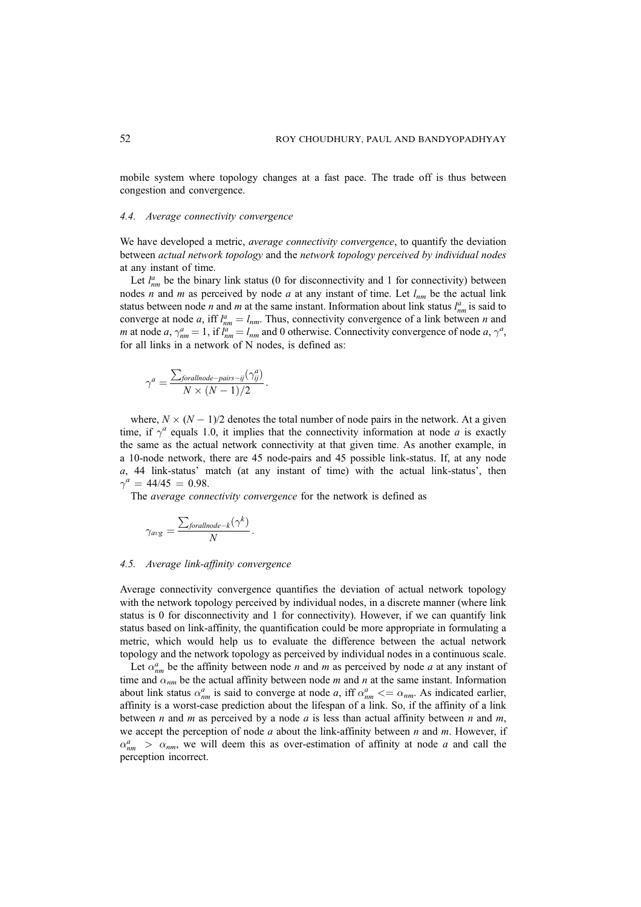mobile system where topology changes at a fast pace. The trade off is thus between congestion and convergence.

### 4.4. Average connectivity convergence

We have developed a metric, *average connectivity convergence*, to quantify the deviation between *actual network topology* and the *network topology perceived by individual nodes* at any instant of time.

Let $l^a_{nm}$ be the binary link status (0 for disconnectivity and 1 for connectivity) between nodes *n* and *m* as perceived by node *a* at any instant of time. Let $l_{nm}$ be the actual link status between node *n* and *m* at the same instant. Information about link status $l^a_{nm}$ is said to converge at node *a*, iff $l^a_{nm} = l_{nm}$. Thus, connectivity convergence of a link between *n* and *m* at node *a*, $\gamma^a_{nm} = 1$, if $l^a_{nm} = l_{nm}$ and 0 otherwise. Connectivity convergence of node *a*, $\gamma^a$, for all links in a network of N nodes, is defined as:

$$\gamma^a = \frac{\sum_{forallnode-pairs-ij}(\gamma^a_{ij})}{N \times (N-1)/2}.$$

where, $N \times (N-1)/2$ denotes the total number of node pairs in the network. At a given time, if $\gamma^a$ equals 1.0, it implies that the connectivity information at node *a* is exactly the same as the actual network connectivity at that given time. As another example, in a 10-node network, there are 45 node-pairs and 45 possible link-status. If, at any node *a*, 44 link-status' match (at any instant of time) with the actual link-status', then $\gamma^a = 44/45 = 0.98$.

The *average connectivity convergence* for the network is defined as

$$\gamma_{avg} = \frac{\sum_{forallnode-k}(\gamma^k)}{N}.$$

### 4.5. Average link-affinity convergence

Average connectivity convergence quantifies the deviation of actual network topology with the network topology perceived by individual nodes, in a discrete manner (where link status is 0 for disconnectivity and 1 for connectivity). However, if we can quantify link status based on link-affinity, the quantification could be more appropriate in formulating a metric, which would help us to evaluate the difference between the actual network topology and the network topology as perceived by individual nodes in a continuous scale.

Let $\alpha^a_{nm}$ be the affinity between node *n* and *m* as perceived by node *a* at any instant of time and $\alpha_{nm}$ be the actual affinity between node *m* and *n* at the same instant. Information about link status $\alpha^a_{nm}$ is said to converge at node *a*, iff $\alpha^a_{nm} <= \alpha_{nm}$. As indicated earlier, affinity is a worst-case prediction about the lifespan of a link. So, if the affinity of a link between *n* and *m* as perceived by a node *a* is less than actual affinity between *n* and *m*, we accept the perception of node *a* about the link-affinity between *n* and *m*. However, if $\alpha^a_{nm} > \alpha_{nm}$, we will deem this as over-estimation of affinity at node *a* and call the perception incorrect.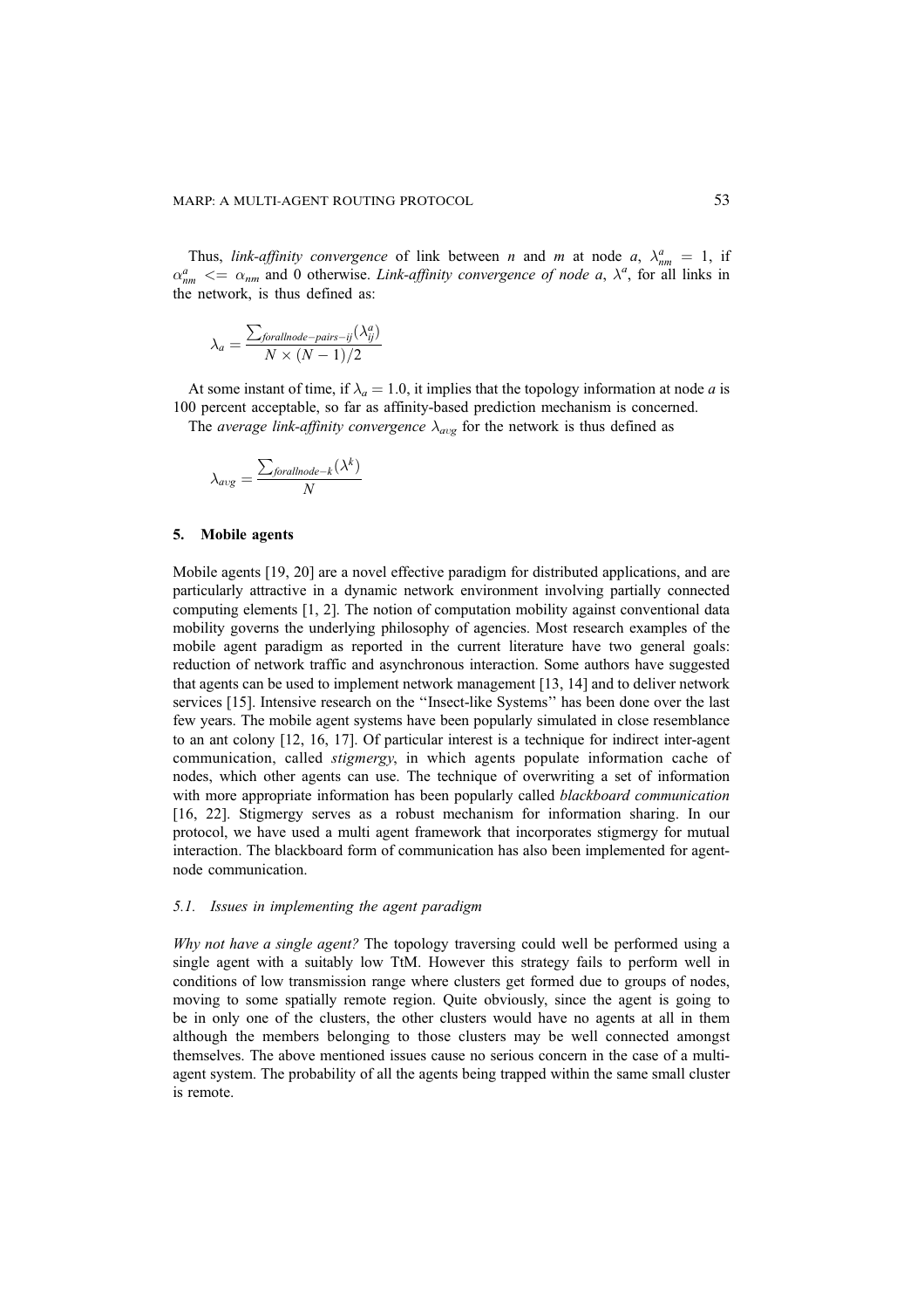Thus, *link-affinity convergence* of link between $n$ and $m$ at node $a$, $\lambda^a_{nm} = 1$, if $\alpha^a_{nm} <= \alpha_{nm}$ and 0 otherwise. *Link-affinity convergence of node a*, $\lambda^a$, for all links in the network, is thus defined as:

$$\lambda_a = \frac{\sum_{forallnode-pairs-ij}(\lambda^a_{ij})}{N \times (N-1)/2}$$

At some instant of time, if $\lambda_a = 1.0$, it implies that the topology information at node $a$ is 100 percent acceptable, so far as affinity-based prediction mechanism is concerned.

The *average link-affinity convergence* $\lambda_{avg}$ for the network is thus defined as

$$\lambda_{avg} = \frac{\sum_{forallnode-k}(\lambda^k)}{N}$$

## 5. Mobile agents

Mobile agents [19, 20] are a novel effective paradigm for distributed applications, and are particularly attractive in a dynamic network environment involving partially connected computing elements [1, 2]. The notion of computation mobility against conventional data mobility governs the underlying philosophy of agencies. Most research examples of the mobile agent paradigm as reported in the current literature have two general goals: reduction of network traffic and asynchronous interaction. Some authors have suggested that agents can be used to implement network management [13, 14] and to deliver network services [15]. Intensive research on the ''Insect-like Systems'' has been done over the last few years. The mobile agent systems have been popularly simulated in close resemblance to an ant colony [12, 16, 17]. Of particular interest is a technique for indirect inter-agent communication, called *stigmergy*, in which agents populate information cache of nodes, which other agents can use. The technique of overwriting a set of information with more appropriate information has been popularly called *blackboard communication* [16, 22]. Stigmergy serves as a robust mechanism for information sharing. In our protocol, we have used a multi agent framework that incorporates stigmergy for mutual interaction. The blackboard form of communication has also been implemented for agent-node communication.

### 5.1. Issues in implementing the agent paradigm

*Why not have a single agent?* The topology traversing could well be performed using a single agent with a suitably low TtM. However this strategy fails to perform well in conditions of low transmission range where clusters get formed due to groups of nodes, moving to some spatially remote region. Quite obviously, since the agent is going to be in only one of the clusters, the other clusters would have no agents at all in them although the members belonging to those clusters may be well connected amongst themselves. The above mentioned issues cause no serious concern in the case of a multi-agent system. The probability of all the agents being trapped within the same small cluster is remote.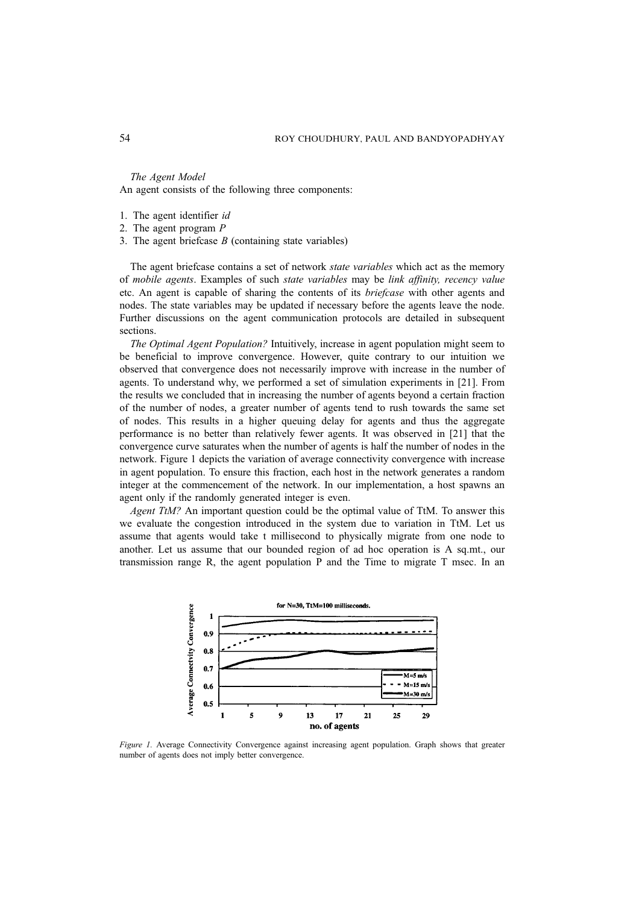*The Agent Model*
An agent consists of the following three components:

1. The agent identifier *id*
2. The agent program *P*
3. The agent briefcase *B* (containing state variables)

The agent briefcase contains a set of network *state variables* which act as the memory of *mobile agents*. Examples of such *state variables* may be *link affinity, recency value* etc. An agent is capable of sharing the contents of its *briefcase* with other agents and nodes. The state variables may be updated if necessary before the agents leave the node. Further discussions on the agent communication protocols are detailed in subsequent sections.

*The Optimal Agent Population?* Intuitively, increase in agent population might seem to be beneficial to improve convergence. However, quite contrary to our intuition we observed that convergence does not necessarily improve with increase in the number of agents. To understand why, we performed a set of simulation experiments in [21]. From the results we concluded that in increasing the number of agents beyond a certain fraction of the number of nodes, a greater number of agents tend to rush towards the same set of nodes. This results in a higher queuing delay for agents and thus the aggregate performance is no better than relatively fewer agents. It was observed in [21] that the convergence curve saturates when the number of agents is half the number of nodes in the network. Figure 1 depicts the variation of average connectivity convergence with increase in agent population. To ensure this fraction, each host in the network generates a random integer at the commencement of the network. In our implementation, a host spawns an agent only if the randomly generated integer is even.

*Agent TtM?* An important question could be the optimal value of TtM. To answer this we evaluate the congestion introduced in the system due to variation in TtM. Let us assume that agents would take t millisecond to physically migrate from one node to another. Let us assume that our bounded region of ad hoc operation is A sq.mt., our transmission range R, the agent population P and the Time to migrate T msec. In an

for N=30, TtM=100 milliseconds.

Average Connectivity Convergence

1
0.9
0.8
0.7
0.6
0.5

1 5 9 13 17 21 25 29

no. of agents

M=5 m/s
M=15 m/s
M=30 m/s

*Figure 1.* Average Connectivity Convergence against increasing agent population. Graph shows that greater number of agents does not imply better convergence.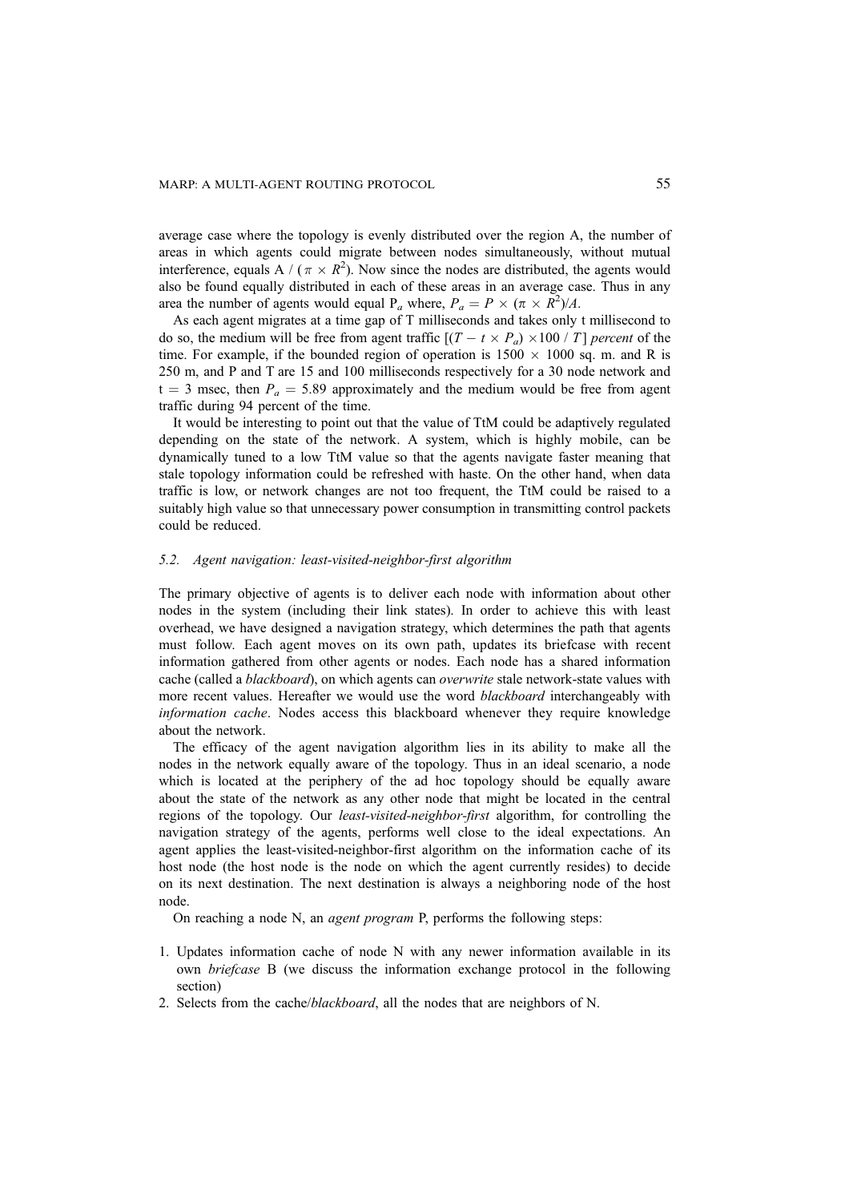average case where the topology is evenly distributed over the region A, the number of areas in which agents could migrate between nodes simultaneously, without mutual interference, equals A / ($\pi \times R^2$). Now since the nodes are distributed, the agents would also be found equally distributed in each of these areas in an average case. Thus in any area the number of agents would equal $P_a$ where, $P_a = P \times (\pi \times R^2)/A$.

As each agent migrates at a time gap of T milliseconds and takes only t millisecond to do so, the medium will be free from agent traffic $[(T - t \times P_a) \times 100 / T]$ *percent* of the time. For example, if the bounded region of operation is 1500 × 1000 sq. m. and R is 250 m, and P and T are 15 and 100 milliseconds respectively for a 30 node network and t = 3 msec, then $P_a = 5.89$ approximately and the medium would be free from agent traffic during 94 percent of the time.

It would be interesting to point out that the value of TtM could be adaptively regulated depending on the state of the network. A system, which is highly mobile, can be dynamically tuned to a low TtM value so that the agents navigate faster meaning that stale topology information could be refreshed with haste. On the other hand, when data traffic is low, or network changes are not too frequent, the TtM could be raised to a suitably high value so that unnecessary power consumption in transmitting control packets could be reduced.

### 5.2. *Agent navigation: least-visited-neighbor-first algorithm*

The primary objective of agents is to deliver each node with information about other nodes in the system (including their link states). In order to achieve this with least overhead, we have designed a navigation strategy, which determines the path that agents must follow. Each agent moves on its own path, updates its briefcase with recent information gathered from other agents or nodes. Each node has a shared information cache (called a *blackboard*), on which agents can *overwrite* stale network-state values with more recent values. Hereafter we would use the word *blackboard* interchangeably with *information cache*. Nodes access this blackboard whenever they require knowledge about the network.

The efficacy of the agent navigation algorithm lies in its ability to make all the nodes in the network equally aware of the topology. Thus in an ideal scenario, a node which is located at the periphery of the ad hoc topology should be equally aware about the state of the network as any other node that might be located in the central regions of the topology. Our *least-visited-neighbor-first* algorithm, for controlling the navigation strategy of the agents, performs well close to the ideal expectations. An agent applies the least-visited-neighbor-first algorithm on the information cache of its host node (the host node is the node on which the agent currently resides) to decide on its next destination. The next destination is always a neighboring node of the host node.

On reaching a node N, an *agent program* P, performs the following steps:

1. Updates information cache of node N with any newer information available in its own *briefcase* B (we discuss the information exchange protocol in the following section)
2. Selects from the cache/*blackboard*, all the nodes that are neighbors of N.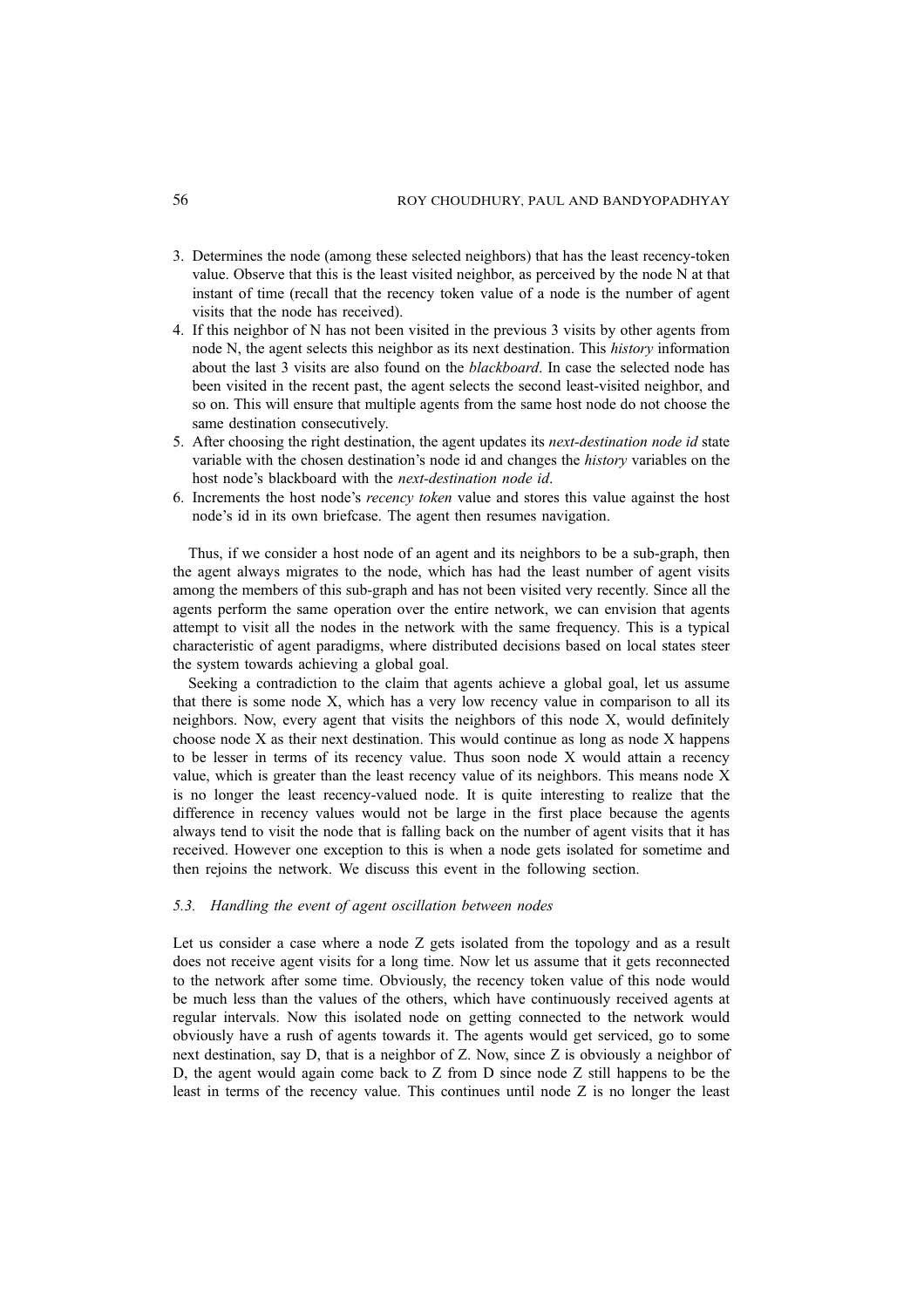3. Determines the node (among these selected neighbors) that has the least recency-token value. Observe that this is the least visited neighbor, as perceived by the node N at that instant of time (recall that the recency token value of a node is the number of agent visits that the node has received).
4. If this neighbor of N has not been visited in the previous 3 visits by other agents from node N, the agent selects this neighbor as its next destination. This *history* information about the last 3 visits are also found on the *blackboard*. In case the selected node has been visited in the recent past, the agent selects the second least-visited neighbor, and so on. This will ensure that multiple agents from the same host node do not choose the same destination consecutively.
5. After choosing the right destination, the agent updates its *next-destination node id* state variable with the chosen destination's node id and changes the *history* variables on the host node's blackboard with the *next-destination node id*.
6. Increments the host node's *recency token* value and stores this value against the host node's id in its own briefcase. The agent then resumes navigation.

Thus, if we consider a host node of an agent and its neighbors to be a sub-graph, then the agent always migrates to the node, which has had the least number of agent visits among the members of this sub-graph and has not been visited very recently. Since all the agents perform the same operation over the entire network, we can envision that agents attempt to visit all the nodes in the network with the same frequency. This is a typical characteristic of agent paradigms, where distributed decisions based on local states steer the system towards achieving a global goal.

Seeking a contradiction to the claim that agents achieve a global goal, let us assume that there is some node X, which has a very low recency value in comparison to all its neighbors. Now, every agent that visits the neighbors of this node X, would definitely choose node X as their next destination. This would continue as long as node X happens to be lesser in terms of its recency value. Thus soon node X would attain a recency value, which is greater than the least recency value of its neighbors. This means node X is no longer the least recency-valued node. It is quite interesting to realize that the difference in recency values would not be large in the first place because the agents always tend to visit the node that is falling back on the number of agent visits that it has received. However one exception to this is when a node gets isolated for sometime and then rejoins the network. We discuss this event in the following section.

### *5.3. Handling the event of agent oscillation between nodes*

Let us consider a case where a node Z gets isolated from the topology and as a result does not receive agent visits for a long time. Now let us assume that it gets reconnected to the network after some time. Obviously, the recency token value of this node would be much less than the values of the others, which have continuously received agents at regular intervals. Now this isolated node on getting connected to the network would obviously have a rush of agents towards it. The agents would get serviced, go to some next destination, say D, that is a neighbor of Z. Now, since Z is obviously a neighbor of D, the agent would again come back to Z from D since node Z still happens to be the least in terms of the recency value. This continues until node Z is no longer the least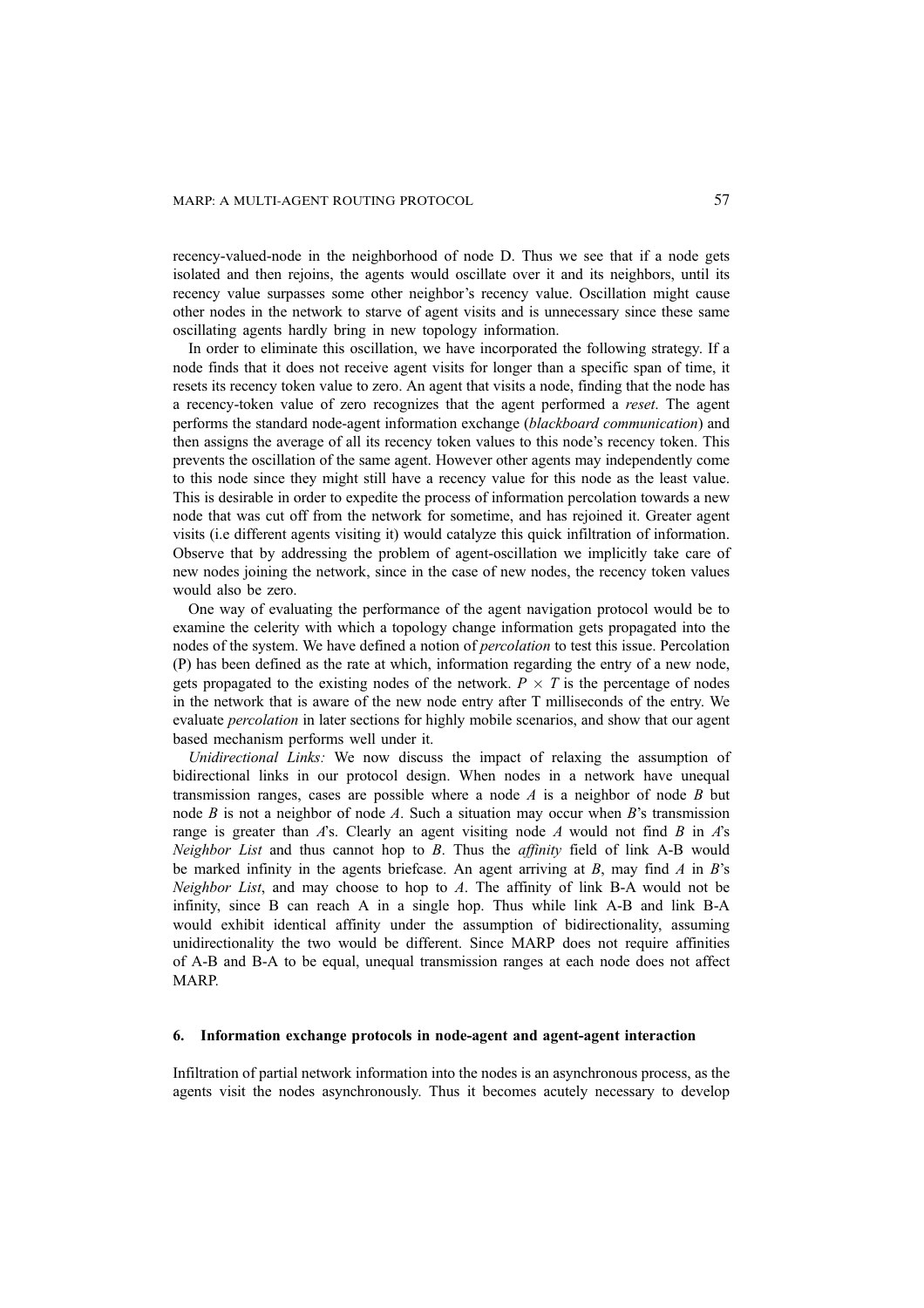recency-valued-node in the neighborhood of node D. Thus we see that if a node gets isolated and then rejoins, the agents would oscillate over it and its neighbors, until its recency value surpasses some other neighbor's recency value. Oscillation might cause other nodes in the network to starve of agent visits and is unnecessary since these same oscillating agents hardly bring in new topology information.

In order to eliminate this oscillation, we have incorporated the following strategy. If a node finds that it does not receive agent visits for longer than a specific span of time, it resets its recency token value to zero. An agent that visits a node, finding that the node has a recency-token value of zero recognizes that the agent performed a *reset*. The agent performs the standard node-agent information exchange (*blackboard communication*) and then assigns the average of all its recency token values to this node's recency token. This prevents the oscillation of the same agent. However other agents may independently come to this node since they might still have a recency value for this node as the least value. This is desirable in order to expedite the process of information percolation towards a new node that was cut off from the network for sometime, and has rejoined it. Greater agent visits (i.e different agents visiting it) would catalyze this quick infiltration of information. Observe that by addressing the problem of agent-oscillation we implicitly take care of new nodes joining the network, since in the case of new nodes, the recency token values would also be zero.

One way of evaluating the performance of the agent navigation protocol would be to examine the celerity with which a topology change information gets propagated into the nodes of the system. We have defined a notion of *percolation* to test this issue. Percolation (P) has been defined as the rate at which, information regarding the entry of a new node, gets propagated to the existing nodes of the network. $P \times T$ is the percentage of nodes in the network that is aware of the new node entry after T milliseconds of the entry. We evaluate *percolation* in later sections for highly mobile scenarios, and show that our agent based mechanism performs well under it.

*Unidirectional Links:* We now discuss the impact of relaxing the assumption of bidirectional links in our protocol design. When nodes in a network have unequal transmission ranges, cases are possible where a node *A* is a neighbor of node *B* but node *B* is not a neighbor of node *A*. Such a situation may occur when *B*'s transmission range is greater than *A*'s. Clearly an agent visiting node *A* would not find *B* in *A*'s *Neighbor List* and thus cannot hop to *B*. Thus the *affinity* field of link A-B would be marked infinity in the agents briefcase. An agent arriving at *B*, may find *A* in *B*'s *Neighbor List*, and may choose to hop to *A*. The affinity of link B-A would not be infinity, since B can reach A in a single hop. Thus while link A-B and link B-A would exhibit identical affinity under the assumption of bidirectionality, assuming unidirectionality the two would be different. Since MARP does not require affinities of A-B and B-A to be equal, unequal transmission ranges at each node does not affect MARP.

## 6. Information exchange protocols in node-agent and agent-agent interaction

Infiltration of partial network information into the nodes is an asynchronous process, as the agents visit the nodes asynchronously. Thus it becomes acutely necessary to develop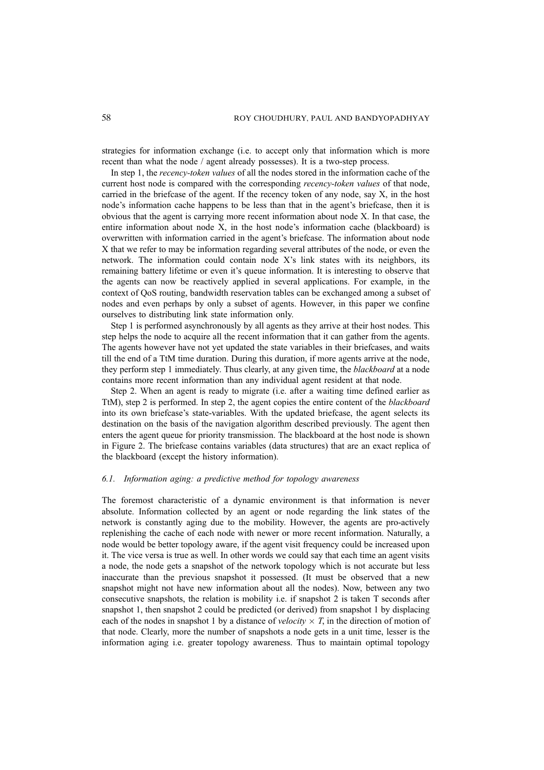strategies for information exchange (i.e. to accept only that information which is more recent than what the node / agent already possesses). It is a two-step process.

In step 1, the *recency-token values* of all the nodes stored in the information cache of the current host node is compared with the corresponding *recency-token values* of that node, carried in the briefcase of the agent. If the recency token of any node, say X, in the host node's information cache happens to be less than that in the agent's briefcase, then it is obvious that the agent is carrying more recent information about node X. In that case, the entire information about node X, in the host node's information cache (blackboard) is overwritten with information carried in the agent's briefcase. The information about node X that we refer to may be information regarding several attributes of the node, or even the network. The information could contain node X's link states with its neighbors, its remaining battery lifetime or even it's queue information. It is interesting to observe that the agents can now be reactively applied in several applications. For example, in the context of QoS routing, bandwidth reservation tables can be exchanged among a subset of nodes and even perhaps by only a subset of agents. However, in this paper we confine ourselves to distributing link state information only.

Step 1 is performed asynchronously by all agents as they arrive at their host nodes. This step helps the node to acquire all the recent information that it can gather from the agents. The agents however have not yet updated the state variables in their briefcases, and waits till the end of a TtM time duration. During this duration, if more agents arrive at the node, they perform step 1 immediately. Thus clearly, at any given time, the *blackboard* at a node contains more recent information than any individual agent resident at that node.

Step 2. When an agent is ready to migrate (i.e. after a waiting time defined earlier as TtM), step 2 is performed. In step 2, the agent copies the entire content of the *blackboard* into its own briefcase's state-variables. With the updated briefcase, the agent selects its destination on the basis of the navigation algorithm described previously. The agent then enters the agent queue for priority transmission. The blackboard at the host node is shown in Figure 2. The briefcase contains variables (data structures) that are an exact replica of the blackboard (except the history information).

### 6.1. Information aging: a predictive method for topology awareness

The foremost characteristic of a dynamic environment is that information is never absolute. Information collected by an agent or node regarding the link states of the network is constantly aging due to the mobility. However, the agents are pro-actively replenishing the cache of each node with newer or more recent information. Naturally, a node would be better topology aware, if the agent visit frequency could be increased upon it. The vice versa is true as well. In other words we could say that each time an agent visits a node, the node gets a snapshot of the network topology which is not accurate but less inaccurate than the previous snapshot it possessed. (It must be observed that a new snapshot might not have new information about all the nodes). Now, between any two consecutive snapshots, the relation is mobility i.e. if snapshot 2 is taken T seconds after snapshot 1, then snapshot 2 could be predicted (or derived) from snapshot 1 by displacing each of the nodes in snapshot 1 by a distance of *velocity* $\times$ *T*, in the direction of motion of that node. Clearly, more the number of snapshots a node gets in a unit time, lesser is the information aging i.e. greater topology awareness. Thus to maintain optimal topology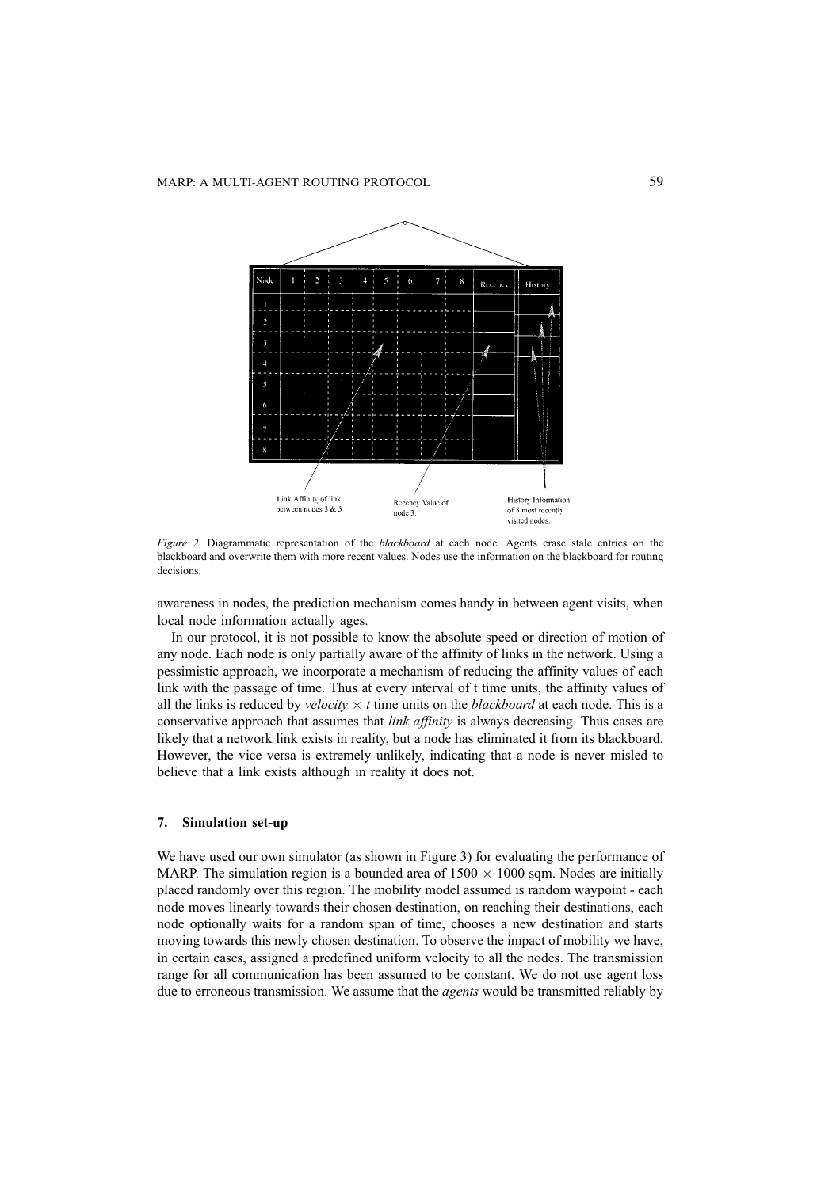*Figure 2.* Diagrammatic representation of the *blackboard* at each node. Agents erase stale entries on the blackboard and overwrite them with more recent values. Nodes use the information on the blackboard for routing decisions.

awareness in nodes, the prediction mechanism comes handy in between agent visits, when local node information actually ages.

In our protocol, it is not possible to know the absolute speed or direction of motion of any node. Each node is only partially aware of the affinity of links in the network. Using a pessimistic approach, we incorporate a mechanism of reducing the affinity values of each link with the passage of time. Thus at every interval of t time units, the affinity values of all the links is reduced by *velocity* $\times$ *t* time units on the *blackboard* at each node. This is a conservative approach that assumes that *link affinity* is always decreasing. Thus cases are likely that a network link exists in reality, but a node has eliminated it from its blackboard. However, the vice versa is extremely unlikely, indicating that a node is never misled to believe that a link exists although in reality it does not.

## 7. Simulation set-up

We have used our own simulator (as shown in Figure 3) for evaluating the performance of MARP. The simulation region is a bounded area of $1500 \times 1000$ sqm. Nodes are initially placed randomly over this region. The mobility model assumed is random waypoint - each node moves linearly towards their chosen destination, on reaching their destinations, each node optionally waits for a random span of time, chooses a new destination and starts moving towards this newly chosen destination. To observe the impact of mobility we have, in certain cases, assigned a predefined uniform velocity to all the nodes. The transmission range for all communication has been assumed to be constant. We do not use agent loss due to erroneous transmission. We assume that the *agents* would be transmitted reliably by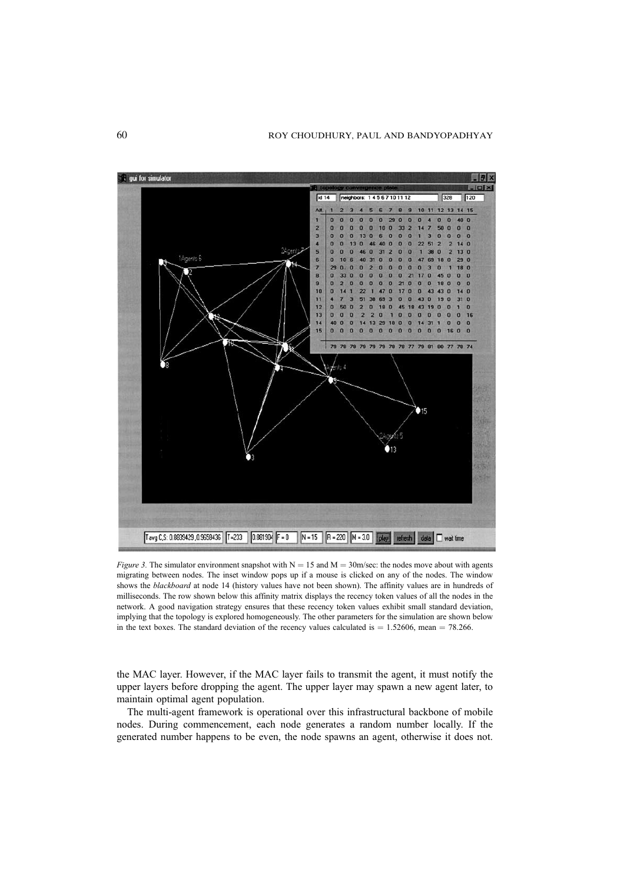*Figure 3.* The simulator environment snapshot with N = 15 and M = 30m/sec: the nodes move about with agents migrating between nodes. The inset window pops up if a mouse is clicked on any of the nodes. The window shows the *blackboard* at node 14 (history values have not been shown). The affinity values are in hundreds of milliseconds. The row shown below this affinity matrix displays the recency token values of all the nodes in the network. A good navigation strategy ensures that these recency token values exhibit small standard deviation, implying that the topology is explored homogeneously. The other parameters for the simulation are shown below in the text boxes. The standard deviation of the recency values calculated is = 1.52606, mean = 78.266.

the MAC layer. However, if the MAC layer fails to transmit the agent, it must notify the upper layers before dropping the agent. The upper layer may spawn a new agent later, to maintain optimal agent population.

The multi-agent framework is operational over this infrastructural backbone of mobile nodes. During commencement, each node generates a random number locally. If the generated number happens to be even, the node spawns an agent, otherwise it does not.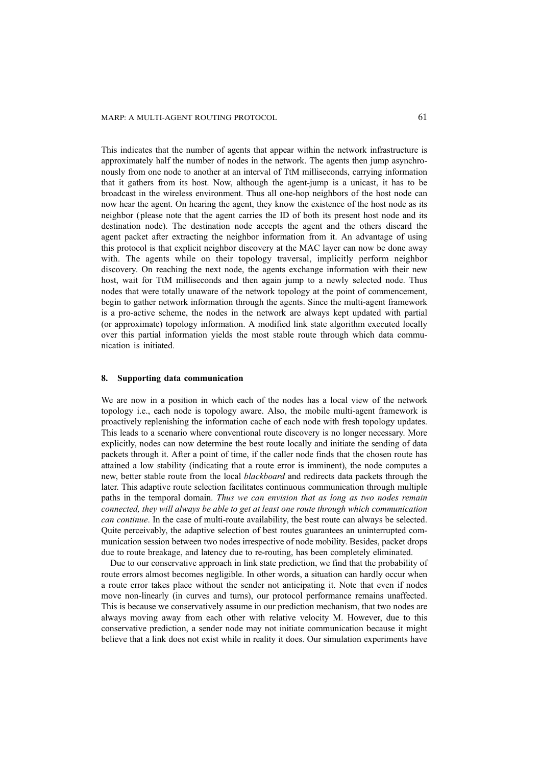This indicates that the number of agents that appear within the network infrastructure is approximately half the number of nodes in the network. The agents then jump asynchronously from one node to another at an interval of TtM milliseconds, carrying information that it gathers from its host. Now, although the agent-jump is a unicast, it has to be broadcast in the wireless environment. Thus all one-hop neighbors of the host node can now hear the agent. On hearing the agent, they know the existence of the host node as its neighbor (please note that the agent carries the ID of both its present host node and its destination node). The destination node accepts the agent and the others discard the agent packet after extracting the neighbor information from it. An advantage of using this protocol is that explicit neighbor discovery at the MAC layer can now be done away with. The agents while on their topology traversal, implicitly perform neighbor discovery. On reaching the next node, the agents exchange information with their new host, wait for TtM milliseconds and then again jump to a newly selected node. Thus nodes that were totally unaware of the network topology at the point of commencement, begin to gather network information through the agents. Since the multi-agent framework is a pro-active scheme, the nodes in the network are always kept updated with partial (or approximate) topology information. A modified link state algorithm executed locally over this partial information yields the most stable route through which data communication is initiated.

## 8. Supporting data communication

We are now in a position in which each of the nodes has a local view of the network topology i.e., each node is topology aware. Also, the mobile multi-agent framework is proactively replenishing the information cache of each node with fresh topology updates. This leads to a scenario where conventional route discovery is no longer necessary. More explicitly, nodes can now determine the best route locally and initiate the sending of data packets through it. After a point of time, if the caller node finds that the chosen route has attained a low stability (indicating that a route error is imminent), the node computes a new, better stable route from the local *blackboard* and redirects data packets through the later. This adaptive route selection facilitates continuous communication through multiple paths in the temporal domain. *Thus we can envision that as long as two nodes remain connected, they will always be able to get at least one route through which communication can continue*. In the case of multi-route availability, the best route can always be selected. Quite perceivably, the adaptive selection of best routes guarantees an uninterrupted communication session between two nodes irrespective of node mobility. Besides, packet drops due to route breakage, and latency due to re-routing, has been completely eliminated.

Due to our conservative approach in link state prediction, we find that the probability of route errors almost becomes negligible. In other words, a situation can hardly occur when a route error takes place without the sender not anticipating it. Note that even if nodes move non-linearly (in curves and turns), our protocol performance remains unaffected. This is because we conservatively assume in our prediction mechanism, that two nodes are always moving away from each other with relative velocity M. However, due to this conservative prediction, a sender node may not initiate communication because it might believe that a link does not exist while in reality it does. Our simulation experiments have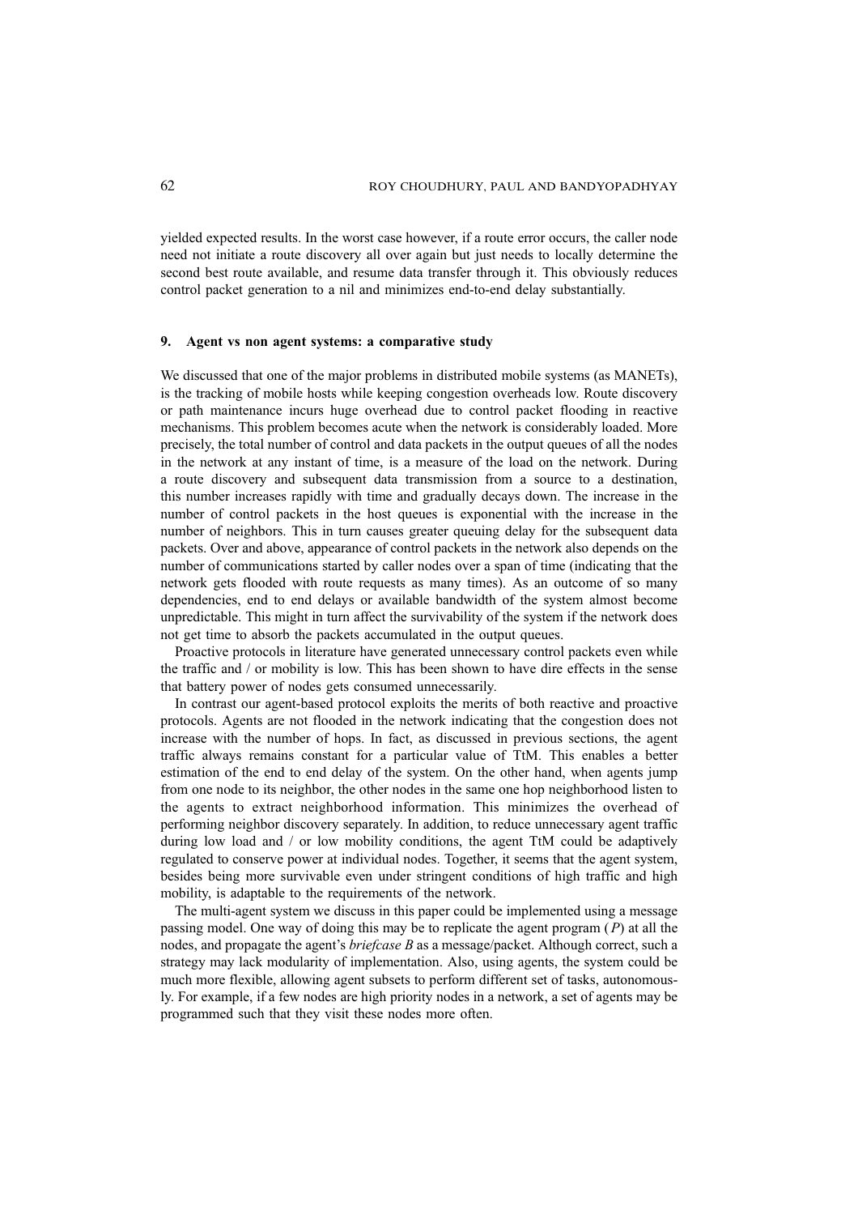yielded expected results. In the worst case however, if a route error occurs, the caller node need not initiate a route discovery all over again but just needs to locally determine the second best route available, and resume data transfer through it. This obviously reduces control packet generation to a nil and minimizes end-to-end delay substantially.

## 9. Agent vs non agent systems: a comparative study

We discussed that one of the major problems in distributed mobile systems (as MANETs), is the tracking of mobile hosts while keeping congestion overheads low. Route discovery or path maintenance incurs huge overhead due to control packet flooding in reactive mechanisms. This problem becomes acute when the network is considerably loaded. More precisely, the total number of control and data packets in the output queues of all the nodes in the network at any instant of time, is a measure of the load on the network. During a route discovery and subsequent data transmission from a source to a destination, this number increases rapidly with time and gradually decays down. The increase in the number of control packets in the host queues is exponential with the increase in the number of neighbors. This in turn causes greater queuing delay for the subsequent data packets. Over and above, appearance of control packets in the network also depends on the number of communications started by caller nodes over a span of time (indicating that the network gets flooded with route requests as many times). As an outcome of so many dependencies, end to end delays or available bandwidth of the system almost become unpredictable. This might in turn affect the survivability of the system if the network does not get time to absorb the packets accumulated in the output queues.

Proactive protocols in literature have generated unnecessary control packets even while the traffic and / or mobility is low. This has been shown to have dire effects in the sense that battery power of nodes gets consumed unnecessarily.

In contrast our agent-based protocol exploits the merits of both reactive and proactive protocols. Agents are not flooded in the network indicating that the congestion does not increase with the number of hops. In fact, as discussed in previous sections, the agent traffic always remains constant for a particular value of TtM. This enables a better estimation of the end to end delay of the system. On the other hand, when agents jump from one node to its neighbor, the other nodes in the same one hop neighborhood listen to the agents to extract neighborhood information. This minimizes the overhead of performing neighbor discovery separately. In addition, to reduce unnecessary agent traffic during low load and / or low mobility conditions, the agent TtM could be adaptively regulated to conserve power at individual nodes. Together, it seems that the agent system, besides being more survivable even under stringent conditions of high traffic and high mobility, is adaptable to the requirements of the network.

The multi-agent system we discuss in this paper could be implemented using a message passing model. One way of doing this may be to replicate the agent program ($P$) at all the nodes, and propagate the agent's *briefcase B* as a message/packet. Although correct, such a strategy may lack modularity of implementation. Also, using agents, the system could be much more flexible, allowing agent subsets to perform different set of tasks, autonomously. For example, if a few nodes are high priority nodes in a network, a set of agents may be programmed such that they visit these nodes more often.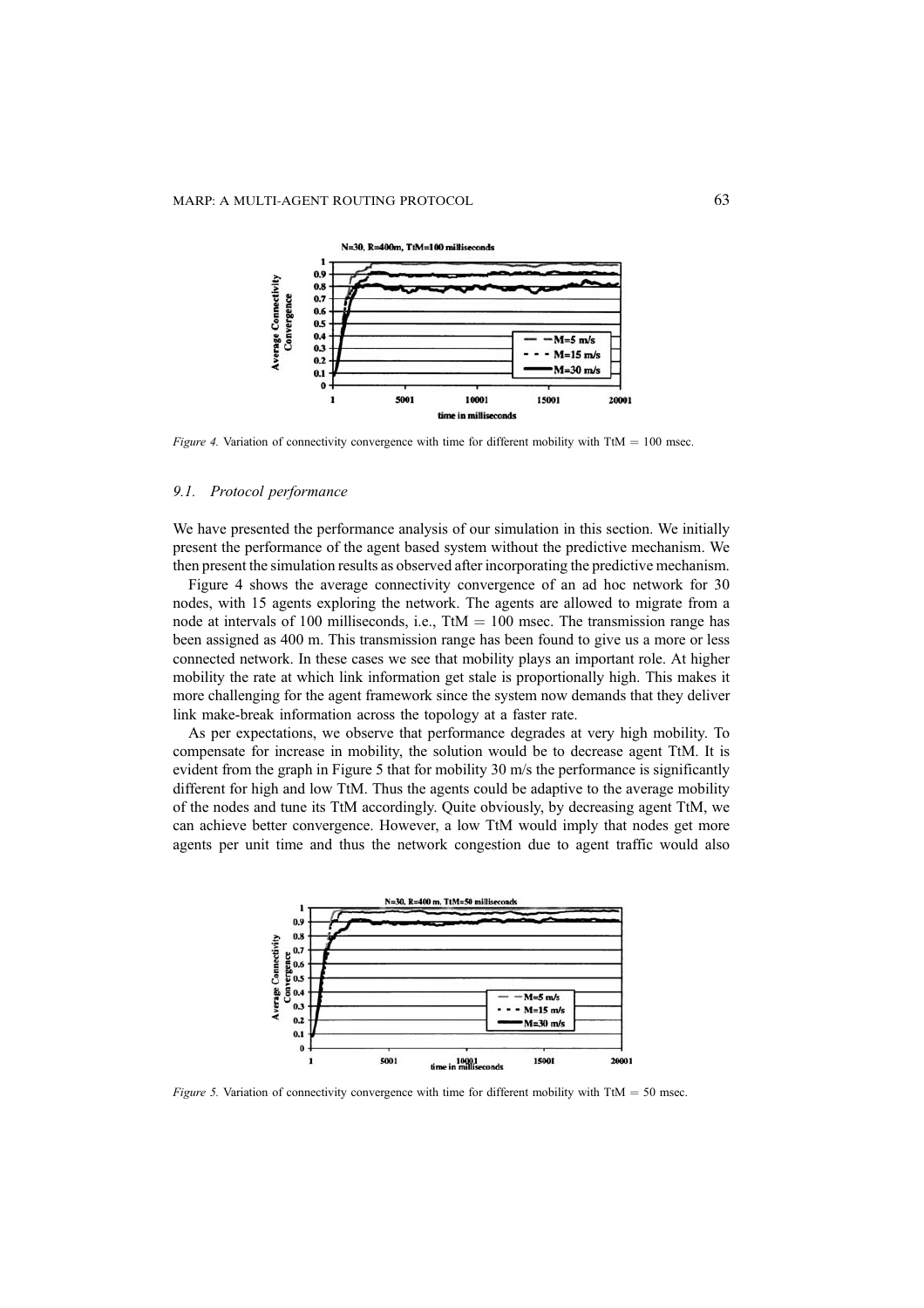*Figure 4.* Variation of connectivity convergence with time for different mobility with TtM = 100 msec.

### 9.1. Protocol performance

We have presented the performance analysis of our simulation in this section. We initially present the performance of the agent based system without the predictive mechanism. We then present the simulation results as observed after incorporating the predictive mechanism.

Figure 4 shows the average connectivity convergence of an ad hoc network for 30 nodes, with 15 agents exploring the network. The agents are allowed to migrate from a node at intervals of 100 milliseconds, i.e., TtM = 100 msec. The transmission range has been assigned as 400 m. This transmission range has been found to give us a more or less connected network. In these cases we see that mobility plays an important role. At higher mobility the rate at which link information get stale is proportionally high. This makes it more challenging for the agent framework since the system now demands that they deliver link make-break information across the topology at a faster rate.

As per expectations, we observe that performance degrades at very high mobility. To compensate for increase in mobility, the solution would be to decrease agent TtM. It is evident from the graph in Figure 5 that for mobility 30 m/s the performance is significantly different for high and low TtM. Thus the agents could be adaptive to the average mobility of the nodes and tune its TtM accordingly. Quite obviously, by decreasing agent TtM, we can achieve better convergence. However, a low TtM would imply that nodes get more agents per unit time and thus the network congestion due to agent traffic would also

*Figure 5.* Variation of connectivity convergence with time for different mobility with TtM = 50 msec.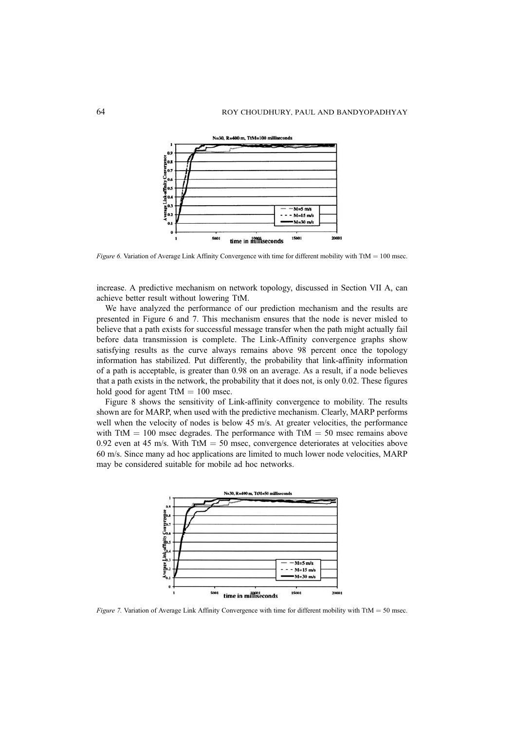*Figure 6.* Variation of Average Link Affinity Convergence with time for different mobility with TtM = 100 msec.

increase. A predictive mechanism on network topology, discussed in Section VII A, can achieve better result without lowering TtM.

We have analyzed the performance of our prediction mechanism and the results are presented in Figure 6 and 7. This mechanism ensures that the node is never misled to believe that a path exists for successful message transfer when the path might actually fail before data transmission is complete. The Link-Affinity convergence graphs show satisfying results as the curve always remains above 98 percent once the topology information has stabilized. Put differently, the probability that link-affinity information of a path is acceptable, is greater than 0.98 on an average. As a result, if a node believes that a path exists in the network, the probability that it does not, is only 0.02. These figures hold good for agent TtM = 100 msec.

Figure 8 shows the sensitivity of Link-affinity convergence to mobility. The results shown are for MARP, when used with the predictive mechanism. Clearly, MARP performs well when the velocity of nodes is below 45 m/s. At greater velocities, the performance with TtM = 100 msec degrades. The performance with TtM = 50 msec remains above 0.92 even at 45 m/s. With TtM = 50 msec, convergence deteriorates at velocities above 60 m/s. Since many ad hoc applications are limited to much lower node velocities, MARP may be considered suitable for mobile ad hoc networks.

*Figure 7.* Variation of Average Link Affinity Convergence with time for different mobility with TtM = 50 msec.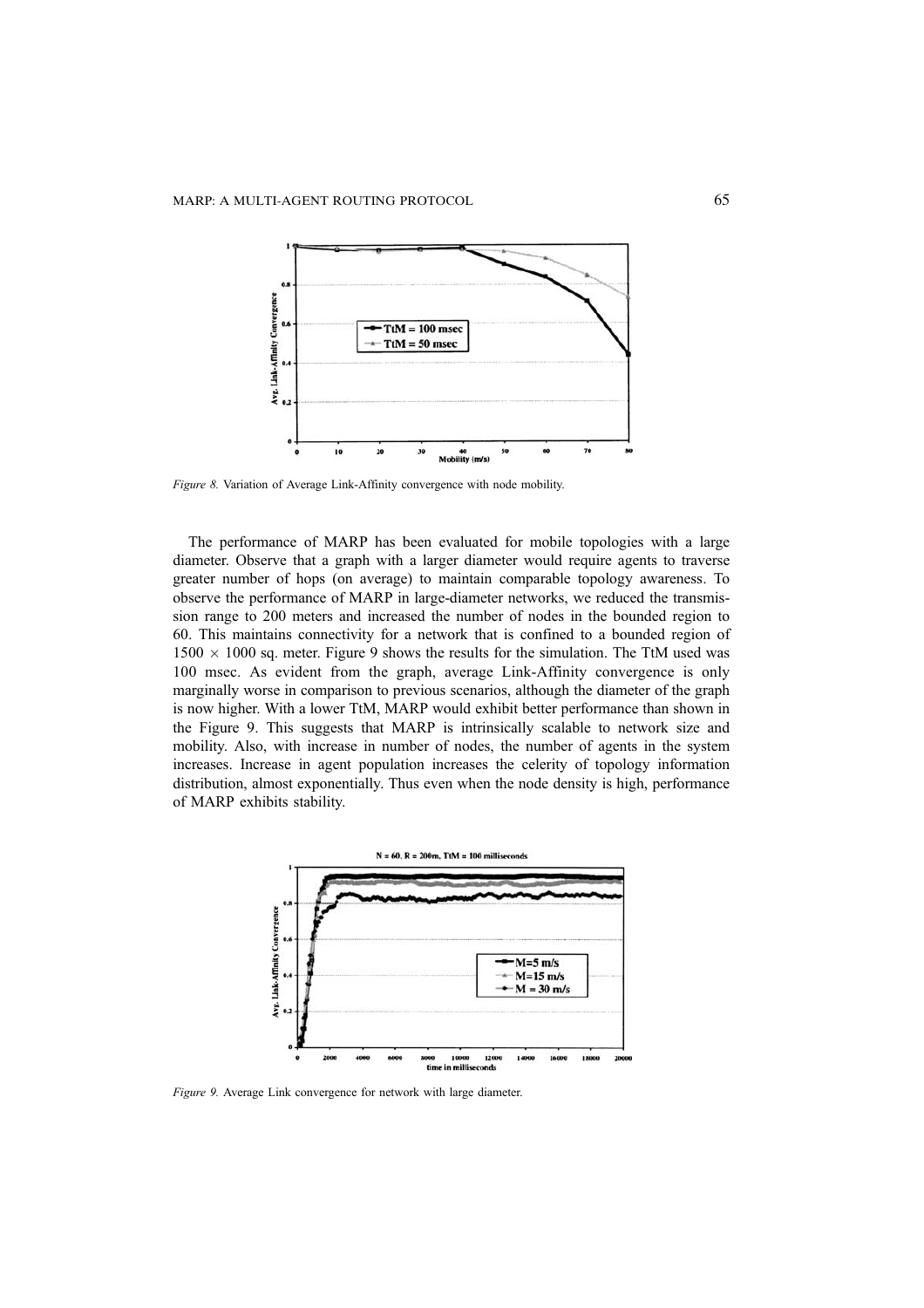*Figure 8.* Variation of Average Link-Affinity convergence with node mobility.

The performance of MARP has been evaluated for mobile topologies with a large diameter. Observe that a graph with a larger diameter would require agents to traverse greater number of hops (on average) to maintain comparable topology awareness. To observe the performance of MARP in large-diameter networks, we reduced the transmission range to 200 meters and increased the number of nodes in the bounded region to 60. This maintains connectivity for a network that is confined to a bounded region of $1500 \times 1000$ sq. meter. Figure 9 shows the results for the simulation. The TtM used was 100 msec. As evident from the graph, average Link-Affinity convergence is only marginally worse in comparison to previous scenarios, although the diameter of the graph is now higher. With a lower TtM, MARP would exhibit better performance than shown in the Figure 9. This suggests that MARP is intrinsically scalable to network size and mobility. Also, with increase in number of nodes, the number of agents in the system increases. Increase in agent population increases the celerity of topology information distribution, almost exponentially. Thus even when the node density is high, performance of MARP exhibits stability.

*Figure 9.* Average Link convergence for network with large diameter.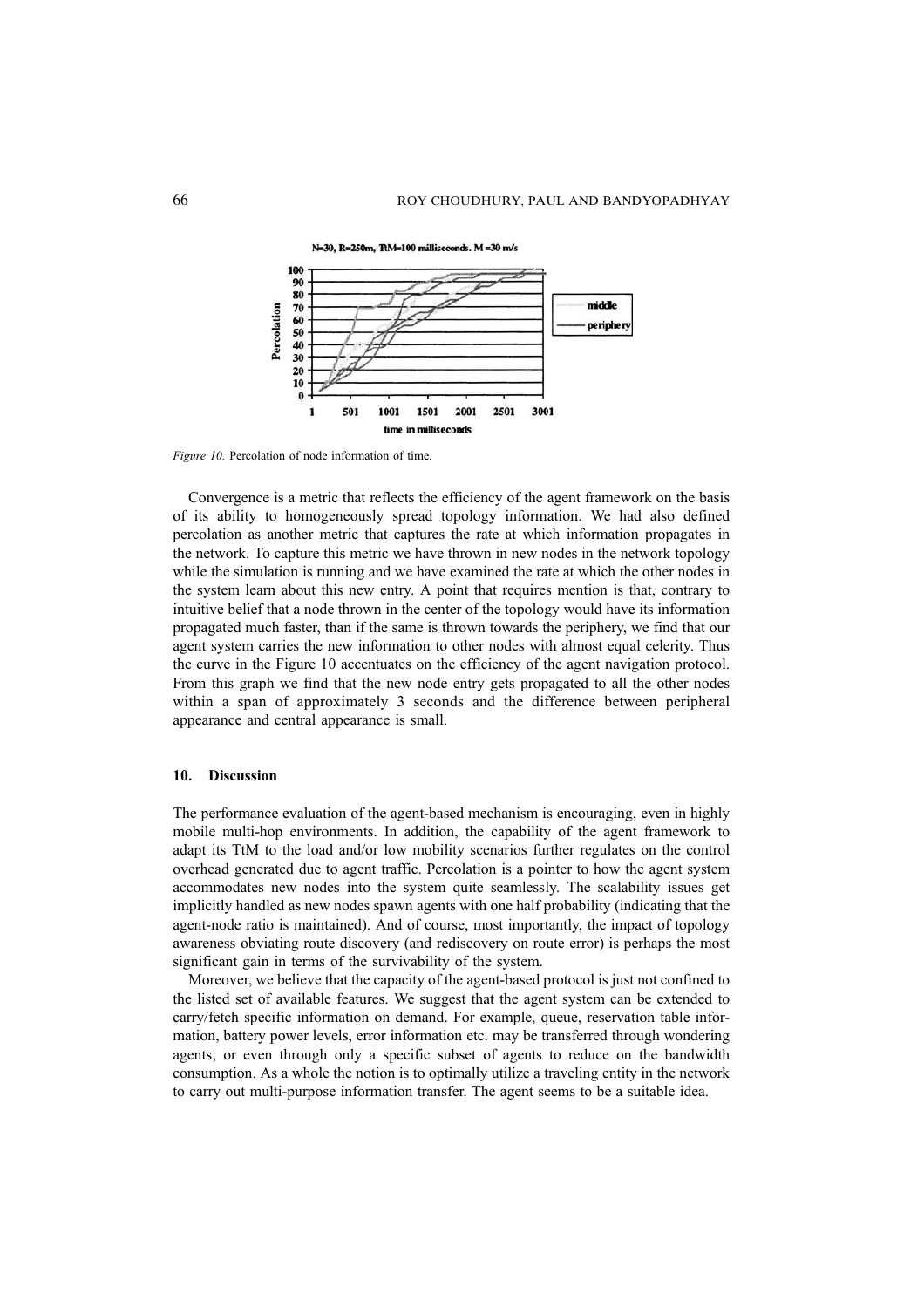N=30, R=250m, TtM=100 milliseconds. M =30 m/s

Percolation

100
90
80
70
60
50
40
30
20
10
0

1 501 1001 1501 2001 2501 3001

time in milliseconds

middle

periphery

*Figure 10.* Percolation of node information of time.

Convergence is a metric that reflects the efficiency of the agent framework on the basis of its ability to homogeneously spread topology information. We had also defined percolation as another metric that captures the rate at which information propagates in the network. To capture this metric we have thrown in new nodes in the network topology while the simulation is running and we have examined the rate at which the other nodes in the system learn about this new entry. A point that requires mention is that, contrary to intuitive belief that a node thrown in the center of the topology would have its information propagated much faster, than if the same is thrown towards the periphery, we find that our agent system carries the new information to other nodes with almost equal celerity. Thus the curve in the Figure 10 accentuates on the efficiency of the agent navigation protocol. From this graph we find that the new node entry gets propagated to all the other nodes within a span of approximately 3 seconds and the difference between peripheral appearance and central appearance is small.

## 10. Discussion

The performance evaluation of the agent-based mechanism is encouraging, even in highly mobile multi-hop environments. In addition, the capability of the agent framework to adapt its TtM to the load and/or low mobility scenarios further regulates on the control overhead generated due to agent traffic. Percolation is a pointer to how the agent system accommodates new nodes into the system quite seamlessly. The scalability issues get implicitly handled as new nodes spawn agents with one half probability (indicating that the agent-node ratio is maintained). And of course, most importantly, the impact of topology awareness obviating route discovery (and rediscovery on route error) is perhaps the most significant gain in terms of the survivability of the system.

Moreover, we believe that the capacity of the agent-based protocol is just not confined to the listed set of available features. We suggest that the agent system can be extended to carry/fetch specific information on demand. For example, queue, reservation table information, battery power levels, error information etc. may be transferred through wondering agents; or even through only a specific subset of agents to reduce on the bandwidth consumption. As a whole the notion is to optimally utilize a traveling entity in the network to carry out multi-purpose information transfer. The agent seems to be a suitable idea.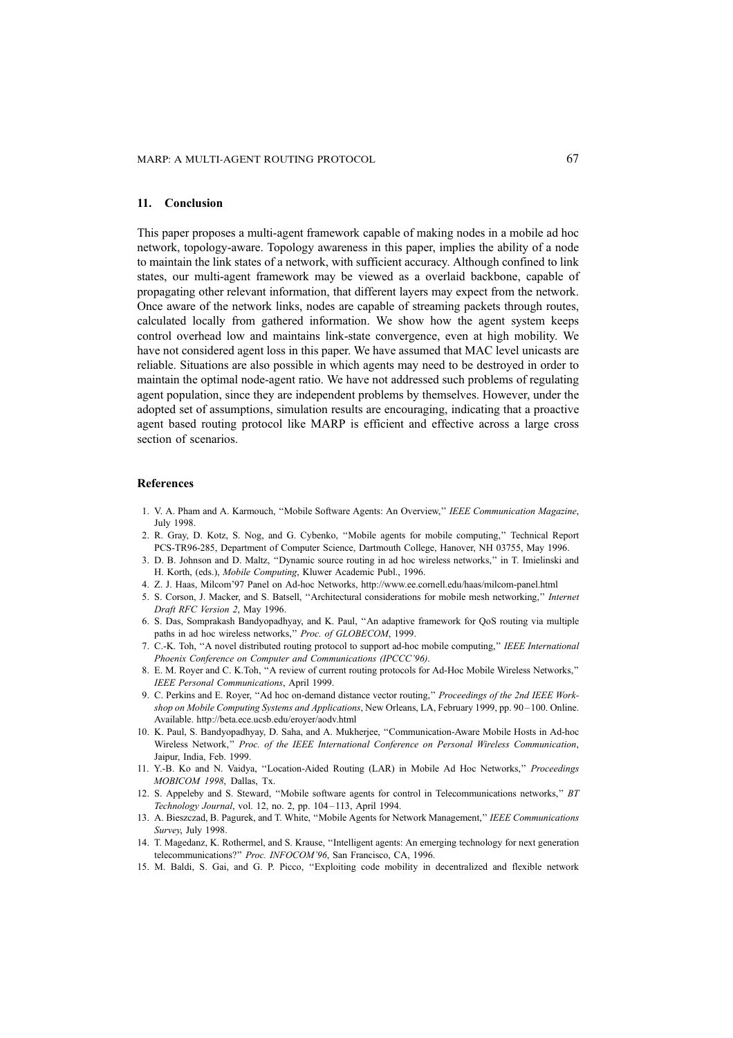## 11. Conclusion

This paper proposes a multi-agent framework capable of making nodes in a mobile ad hoc network, topology-aware. Topology awareness in this paper, implies the ability of a node to maintain the link states of a network, with sufficient accuracy. Although confined to link states, our multi-agent framework may be viewed as a overlaid backbone, capable of propagating other relevant information, that different layers may expect from the network. Once aware of the network links, nodes are capable of streaming packets through routes, calculated locally from gathered information. We show how the agent system keeps control overhead low and maintains link-state convergence, even at high mobility. We have not considered agent loss in this paper. We have assumed that MAC level unicasts are reliable. Situations are also possible in which agents may need to be destroyed in order to maintain the optimal node-agent ratio. We have not addressed such problems of regulating agent population, since they are independent problems by themselves. However, under the adopted set of assumptions, simulation results are encouraging, indicating that a proactive agent based routing protocol like MARP is efficient and effective across a large cross section of scenarios.

## References

1. V. A. Pham and A. Karmouch, "Mobile Software Agents: An Overview," *IEEE Communication Magazine*, July 1998.
2. R. Gray, D. Kotz, S. Nog, and G. Cybenko, "Mobile agents for mobile computing," Technical Report PCS-TR96-285, Department of Computer Science, Dartmouth College, Hanover, NH 03755, May 1996.
3. D. B. Johnson and D. Maltz, "Dynamic source routing in ad hoc wireless networks," in T. Imielinski and H. Korth, (eds.), *Mobile Computing*, Kluwer Academic Publ., 1996.
4. Z. J. Haas, Milcom'97 Panel on Ad-hoc Networks, http://www.ee.cornell.edu/haas/milcom-panel.html
5. S. Corson, J. Macker, and S. Batsell, "Architectural considerations for mobile mesh networking," *Internet Draft RFC Version 2*, May 1996.
6. S. Das, Somprakash Bandyopadhyay, and K. Paul, "An adaptive framework for QoS routing via multiple paths in ad hoc wireless networks," *Proc. of GLOBECOM*, 1999.
7. C.-K. Toh, "A novel distributed routing protocol to support ad-hoc mobile computing," *IEEE International Phoenix Conference on Computer and Communications (IPCCC'96)*.
8. E. M. Royer and C. K.Toh, "A review of current routing protocols for Ad-Hoc Mobile Wireless Networks," *IEEE Personal Communications*, April 1999.
9. C. Perkins and E. Royer, "Ad hoc on-demand distance vector routing," *Proceedings of the 2nd IEEE Workshop on Mobile Computing Systems and Applications*, New Orleans, LA, February 1999, pp. 90–100. Online. Available. http://beta.ece.ucsb.edu/eroyer/aodv.html
10. K. Paul, S. Bandyopadhyay, D. Saha, and A. Mukherjee, "Communication-Aware Mobile Hosts in Ad-hoc Wireless Network," *Proc. of the IEEE International Conference on Personal Wireless Communication*, Jaipur, India, Feb. 1999.
11. Y.-B. Ko and N. Vaidya, "Location-Aided Routing (LAR) in Mobile Ad Hoc Networks," *Proceedings MOBICOM 1998*, Dallas, Tx.
12. S. Appeleby and S. Steward, "Mobile software agents for control in Telecommunications networks," *BT Technology Journal*, vol. 12, no. 2, pp. 104–113, April 1994.
13. A. Bieszczad, B. Pagurek, and T. White, "Mobile Agents for Network Management," *IEEE Communications Survey*, July 1998.
14. T. Magedanz, K. Rothermel, and S. Krause, "Intelligent agents: An emerging technology for next generation telecommunications?" *Proc. INFOCOM'96*, San Francisco, CA, 1996.
15. M. Baldi, S. Gai, and G. P. Picco, "Exploiting code mobility in decentralized and flexible network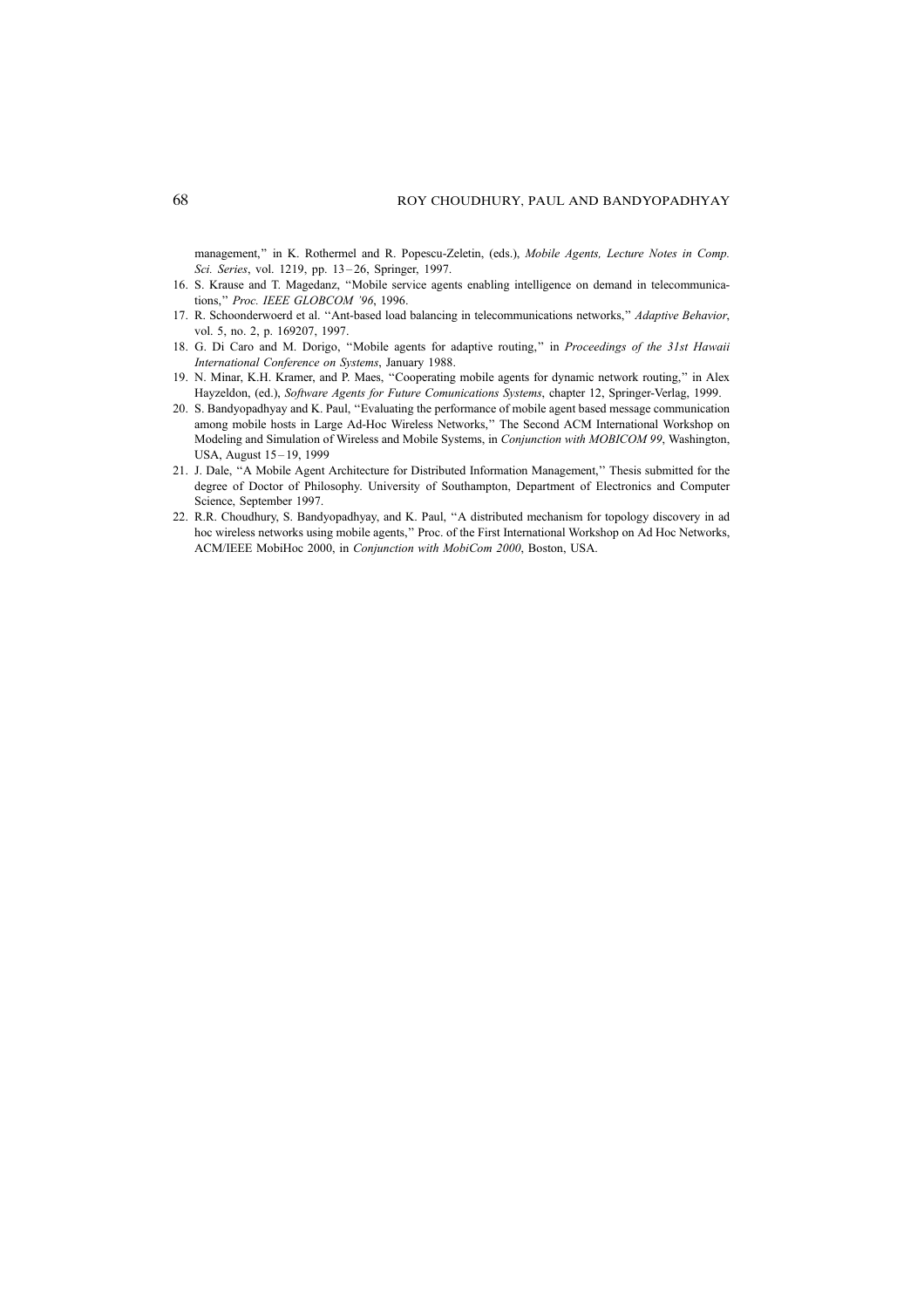management," in K. Rothermel and R. Popescu-Zeletin, (eds.), *Mobile Agents, Lecture Notes in Comp. Sci. Series*, vol. 1219, pp. 13–26, Springer, 1997.

16. S. Krause and T. Magedanz, "Mobile service agents enabling intelligence on demand in telecommunications," *Proc. IEEE GLOBCOM '96*, 1996.
17. R. Schoonderwoerd et al. "Ant-based load balancing in telecommunications networks," *Adaptive Behavior*, vol. 5, no. 2, p. 169207, 1997.
18. G. Di Caro and M. Dorigo, "Mobile agents for adaptive routing," in *Proceedings of the 31st Hawaii International Conference on Systems*, January 1988.
19. N. Minar, K.H. Kramer, and P. Maes, "Cooperating mobile agents for dynamic network routing," in Alex Hayzeldon, (ed.), *Software Agents for Future Comunications Systems*, chapter 12, Springer-Verlag, 1999.
20. S. Bandyopadhyay and K. Paul, "Evaluating the performance of mobile agent based message communication among mobile hosts in Large Ad-Hoc Wireless Networks," The Second ACM International Workshop on Modeling and Simulation of Wireless and Mobile Systems, in *Conjunction with MOBICOM 99*, Washington, USA, August 15–19, 1999
21. J. Dale, "A Mobile Agent Architecture for Distributed Information Management," Thesis submitted for the degree of Doctor of Philosophy. University of Southampton, Department of Electronics and Computer Science, September 1997.
22. R.R. Choudhury, S. Bandyopadhyay, and K. Paul, "A distributed mechanism for topology discovery in ad hoc wireless networks using mobile agents," Proc. of the First International Workshop on Ad Hoc Networks, ACM/IEEE MobiHoc 2000, in *Conjunction with MobiCom 2000*, Boston, USA.